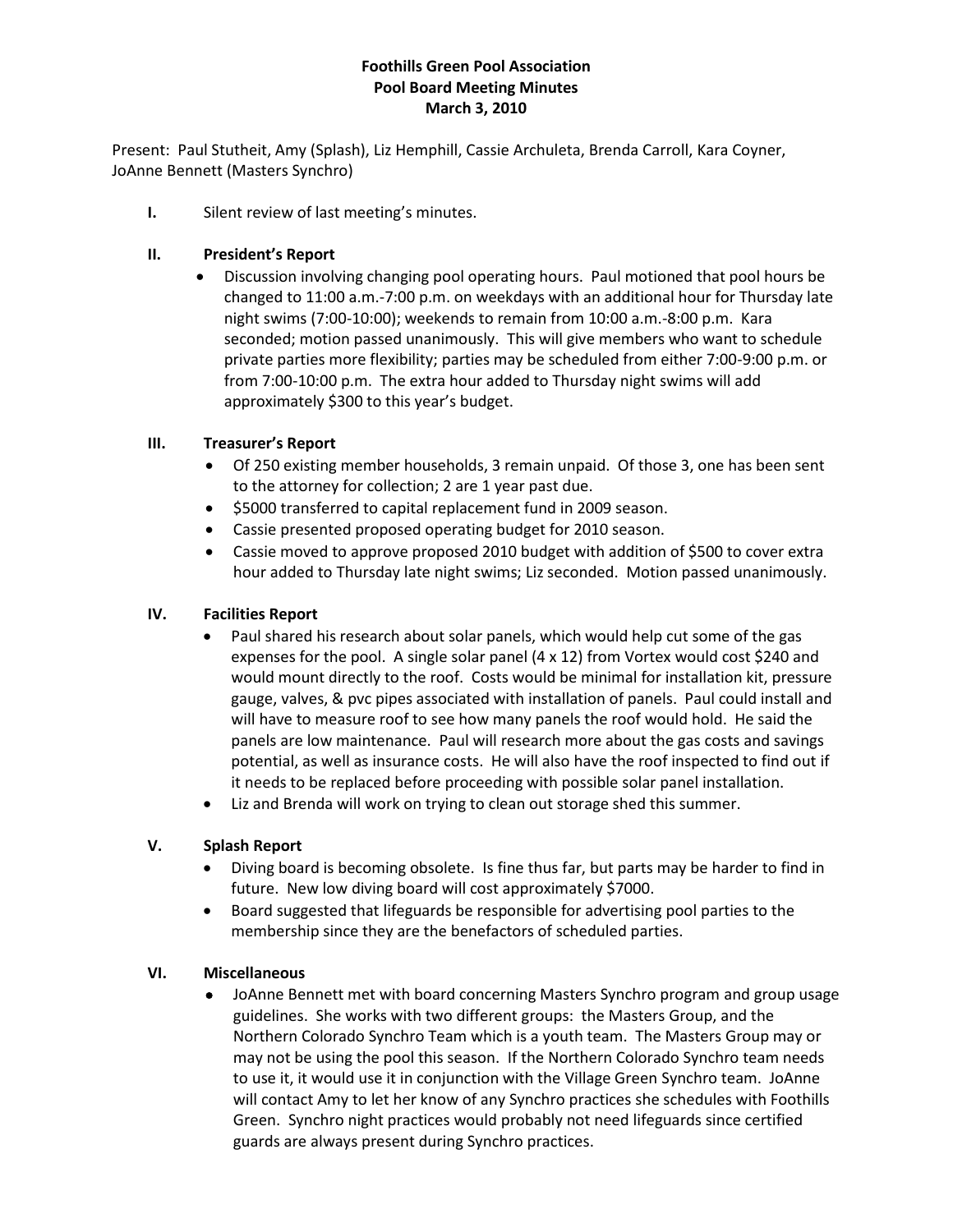# Foothills Green Pool Association
## Pool Board Meeting Minutes
### March 3, 2010

Present: Paul Stutheit, Amy (Splash), Liz Hemphill, Cassie Archuleta, Brenda Carroll, Kara Coyner, JoAnne Bennett (Masters Synchro)

**I.** Silent review of last meeting's minutes.

**II. President's Report**

- Discussion involving changing pool operating hours. Paul motioned that pool hours be changed to 11:00 a.m.-7:00 p.m. on weekdays with an additional hour for Thursday late night swims (7:00-10:00); weekends to remain from 10:00 a.m.-8:00 p.m. Kara seconded; motion passed unanimously. This will give members who want to schedule private parties more flexibility; parties may be scheduled from either 7:00-9:00 p.m. or from 7:00-10:00 p.m. The extra hour added to Thursday night swims will add approximately $300 to this year's budget.

**III. Treasurer's Report**

- Of 250 existing member households, 3 remain unpaid. Of those 3, one has been sent to the attorney for collection; 2 are 1 year past due.
- $5000 transferred to capital replacement fund in 2009 season.
- Cassie presented proposed operating budget for 2010 season.
- Cassie moved to approve proposed 2010 budget with addition of $500 to cover extra hour added to Thursday late night swims; Liz seconded. Motion passed unanimously.

**IV. Facilities Report**

- Paul shared his research about solar panels, which would help cut some of the gas expenses for the pool. A single solar panel (4 x 12) from Vortex would cost $240 and would mount directly to the roof. Costs would be minimal for installation kit, pressure gauge, valves, & pvc pipes associated with installation of panels. Paul could install and will have to measure roof to see how many panels the roof would hold. He said the panels are low maintenance. Paul will research more about the gas costs and savings potential, as well as insurance costs. He will also have the roof inspected to find out if it needs to be replaced before proceeding with possible solar panel installation.
- Liz and Brenda will work on trying to clean out storage shed this summer.

**V. Splash Report**

- Diving board is becoming obsolete. Is fine thus far, but parts may be harder to find in future. New low diving board will cost approximately $7000.
- Board suggested that lifeguards be responsible for advertising pool parties to the membership since they are the benefactors of scheduled parties.

**VI. Miscellaneous**

- JoAnne Bennett met with board concerning Masters Synchro program and group usage guidelines. She works with two different groups: the Masters Group, and the Northern Colorado Synchro Team which is a youth team. The Masters Group may or may not be using the pool this season. If the Northern Colorado Synchro team needs to use it, it would use it in conjunction with the Village Green Synchro team. JoAnne will contact Amy to let her know of any Synchro practices she schedules with Foothills Green. Synchro night practices would probably not need lifeguards since certified guards are always present during Synchro practices.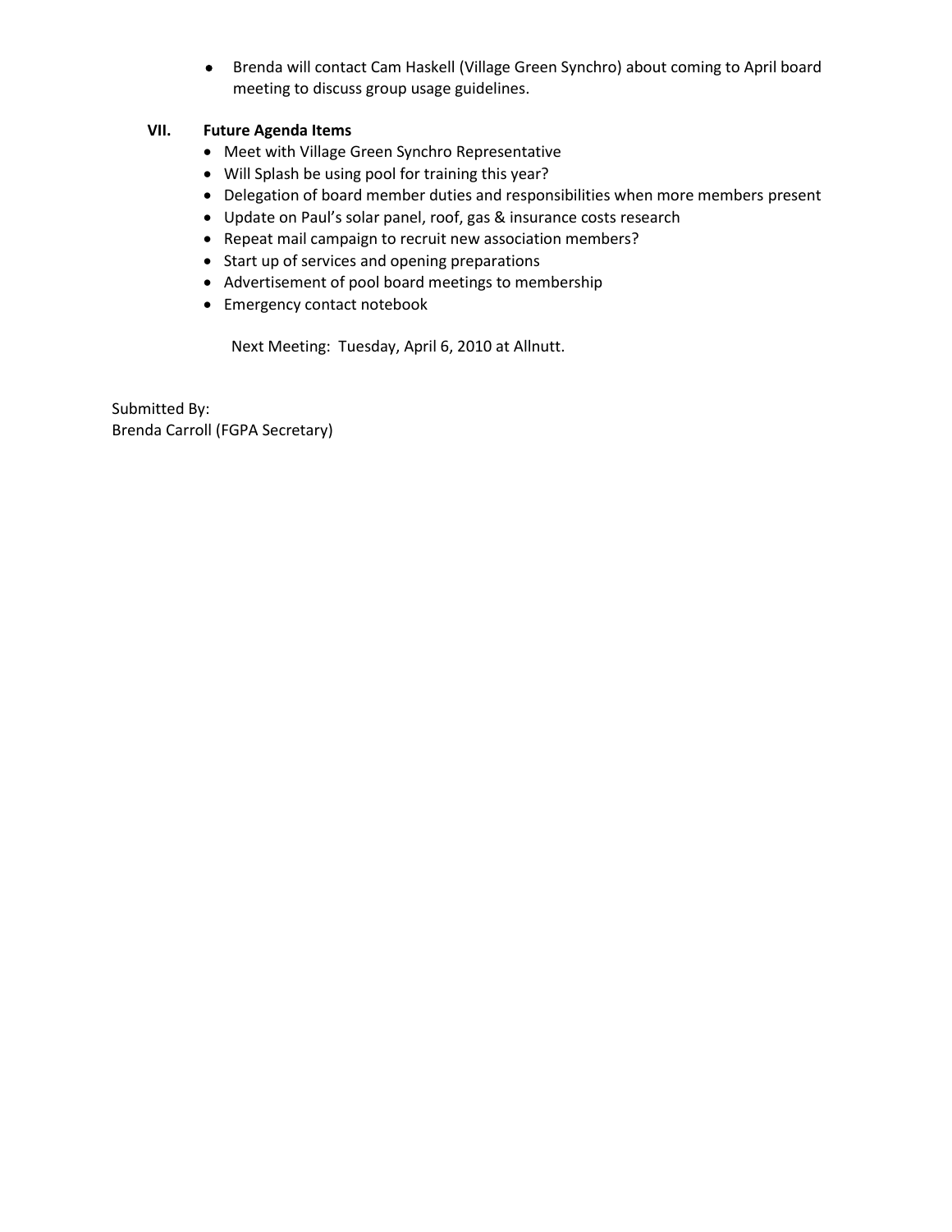- Brenda will contact Cam Haskell (Village Green Synchro) about coming to April board meeting to discuss group usage guidelines.

**VII. Future Agenda Items**

- Meet with Village Green Synchro Representative
- Will Splash be using pool for training this year?
- Delegation of board member duties and responsibilities when more members present
- Update on Paul's solar panel, roof, gas & insurance costs research
- Repeat mail campaign to recruit new association members?
- Start up of services and opening preparations
- Advertisement of pool board meetings to membership
- Emergency contact notebook

Next Meeting: Tuesday, April 6, 2010 at Allnutt.

Submitted By:
Brenda Carroll (FGPA Secretary)